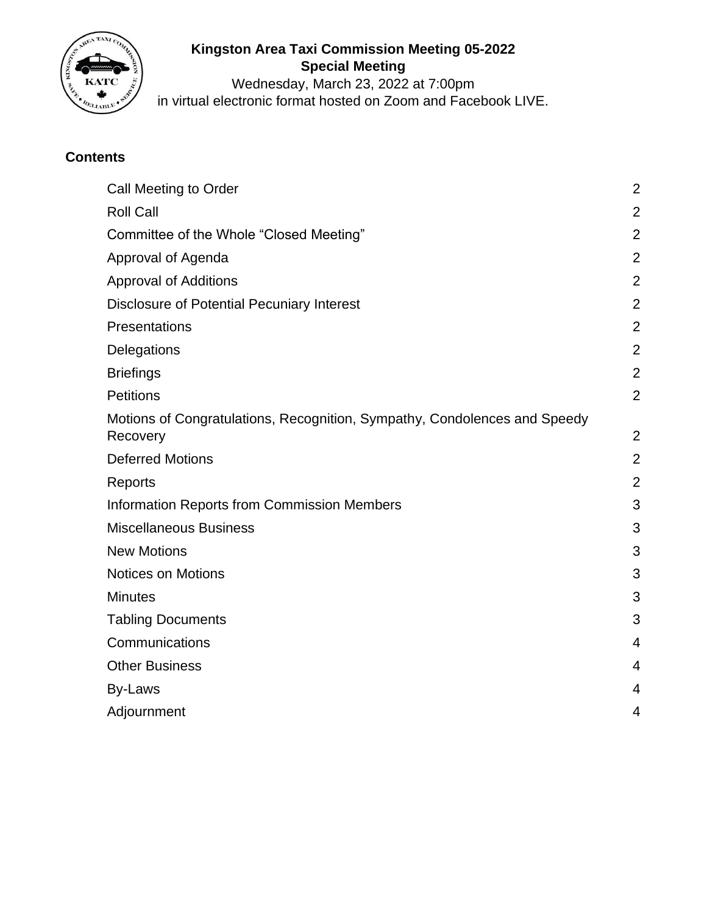**Kingston Area Taxi Commission Meeting 05-2022**
**Special Meeting**
Wednesday, March 23, 2022 at 7:00pm
in virtual electronic format hosted on Zoom and Facebook LIVE.

## Contents

| | |
|---|---|
| Call Meeting to Order | 2 |
| Roll Call | 2 |
| Committee of the Whole “Closed Meeting” | 2 |
| Approval of Agenda | 2 |
| Approval of Additions | 2 |
| Disclosure of Potential Pecuniary Interest | 2 |
| Presentations | 2 |
| Delegations | 2 |
| Briefings | 2 |
| Petitions | 2 |
| Motions of Congratulations, Recognition, Sympathy, Condolences and Speedy Recovery | 2 |
| Deferred Motions | 2 |
| Reports | 2 |
| Information Reports from Commission Members | 3 |
| Miscellaneous Business | 3 |
| New Motions | 3 |
| Notices on Motions | 3 |
| Minutes | 3 |
| Tabling Documents | 3 |
| Communications | 4 |
| Other Business | 4 |
| By-Laws | 4 |
| Adjournment | 4 |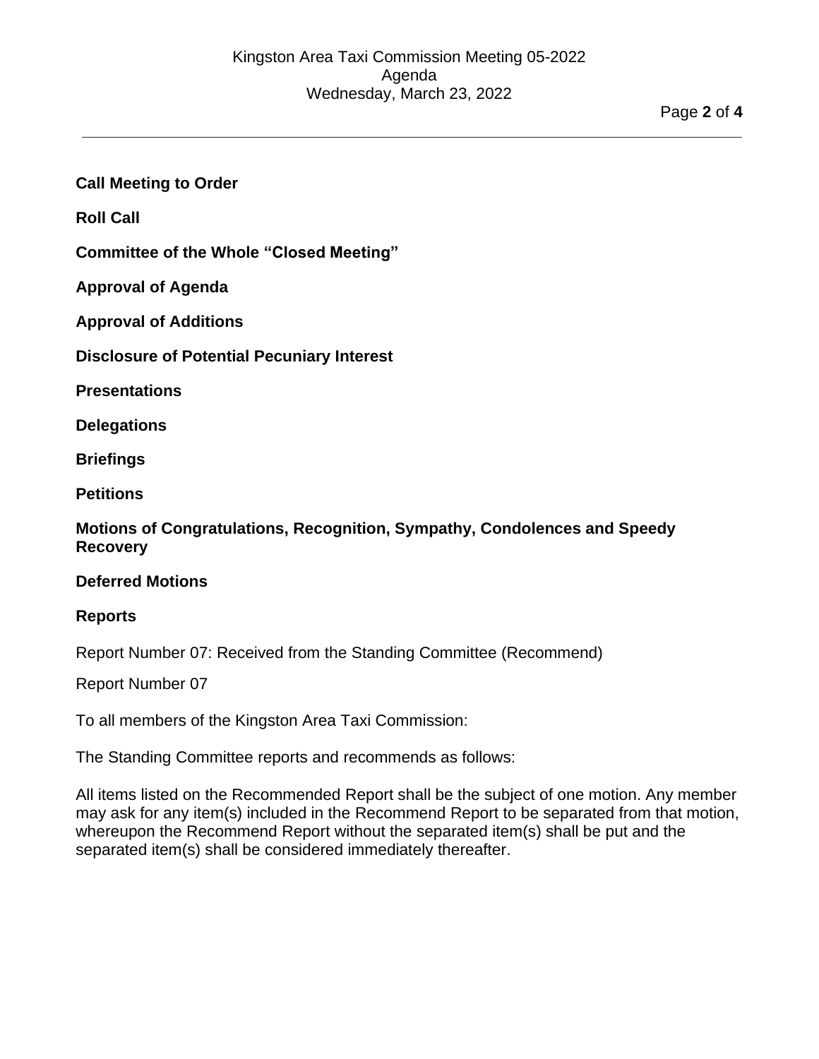**Call Meeting to Order**

**Roll Call**

**Committee of the Whole "Closed Meeting"**

**Approval of Agenda**

**Approval of Additions**

**Disclosure of Potential Pecuniary Interest**

**Presentations**

**Delegations**

**Briefings**

**Petitions**

**Motions of Congratulations, Recognition, Sympathy, Condolences and Speedy Recovery**

**Deferred Motions**

**Reports**

Report Number 07: Received from the Standing Committee (Recommend)

Report Number 07

To all members of the Kingston Area Taxi Commission:

The Standing Committee reports and recommends as follows:

All items listed on the Recommended Report shall be the subject of one motion. Any member may ask for any item(s) included in the Recommend Report to be separated from that motion, whereupon the Recommend Report without the separated item(s) shall be put and the separated item(s) shall be considered immediately thereafter.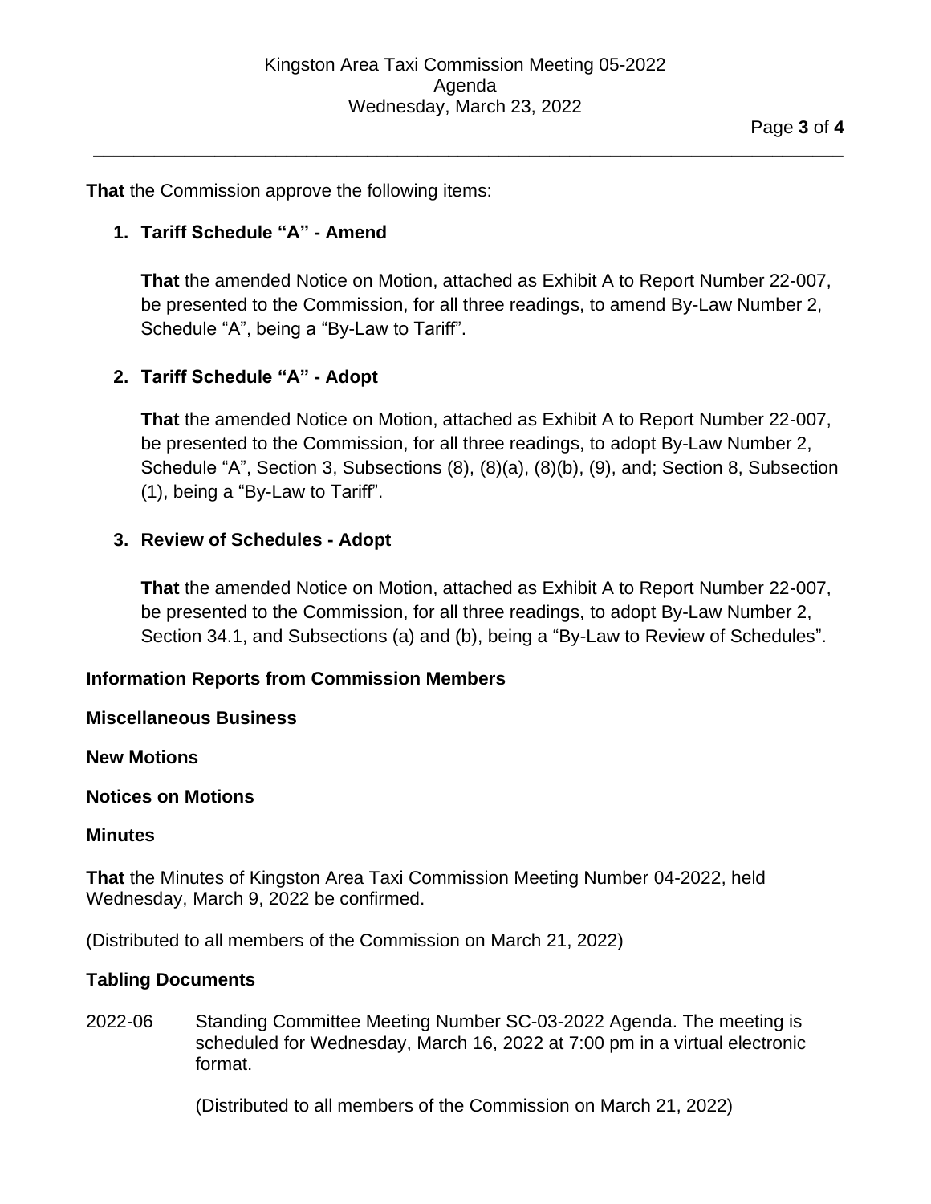**That** the Commission approve the following items:

1. **Tariff Schedule "A" - Amend**

   **That** the amended Notice on Motion, attached as Exhibit A to Report Number 22-007, be presented to the Commission, for all three readings, to amend By-Law Number 2, Schedule "A", being a "By-Law to Tariff".

2. **Tariff Schedule "A" - Adopt**

   **That** the amended Notice on Motion, attached as Exhibit A to Report Number 22-007, be presented to the Commission, for all three readings, to adopt By-Law Number 2, Schedule "A", Section 3, Subsections (8), (8)(a), (8)(b), (9), and; Section 8, Subsection (1), being a "By-Law to Tariff".

3. **Review of Schedules - Adopt**

   **That** the amended Notice on Motion, attached as Exhibit A to Report Number 22-007, be presented to the Commission, for all three readings, to adopt By-Law Number 2, Section 34.1, and Subsections (a) and (b), being a "By-Law to Review of Schedules".

**Information Reports from Commission Members**

**Miscellaneous Business**

**New Motions**

**Notices on Motions**

**Minutes**

**That** the Minutes of Kingston Area Taxi Commission Meeting Number 04-2022, held Wednesday, March 9, 2022 be confirmed.

(Distributed to all members of the Commission on March 21, 2022)

**Tabling Documents**

2022-06 Standing Committee Meeting Number SC-03-2022 Agenda. The meeting is scheduled for Wednesday, March 16, 2022 at 7:00 pm in a virtual electronic format.

(Distributed to all members of the Commission on March 21, 2022)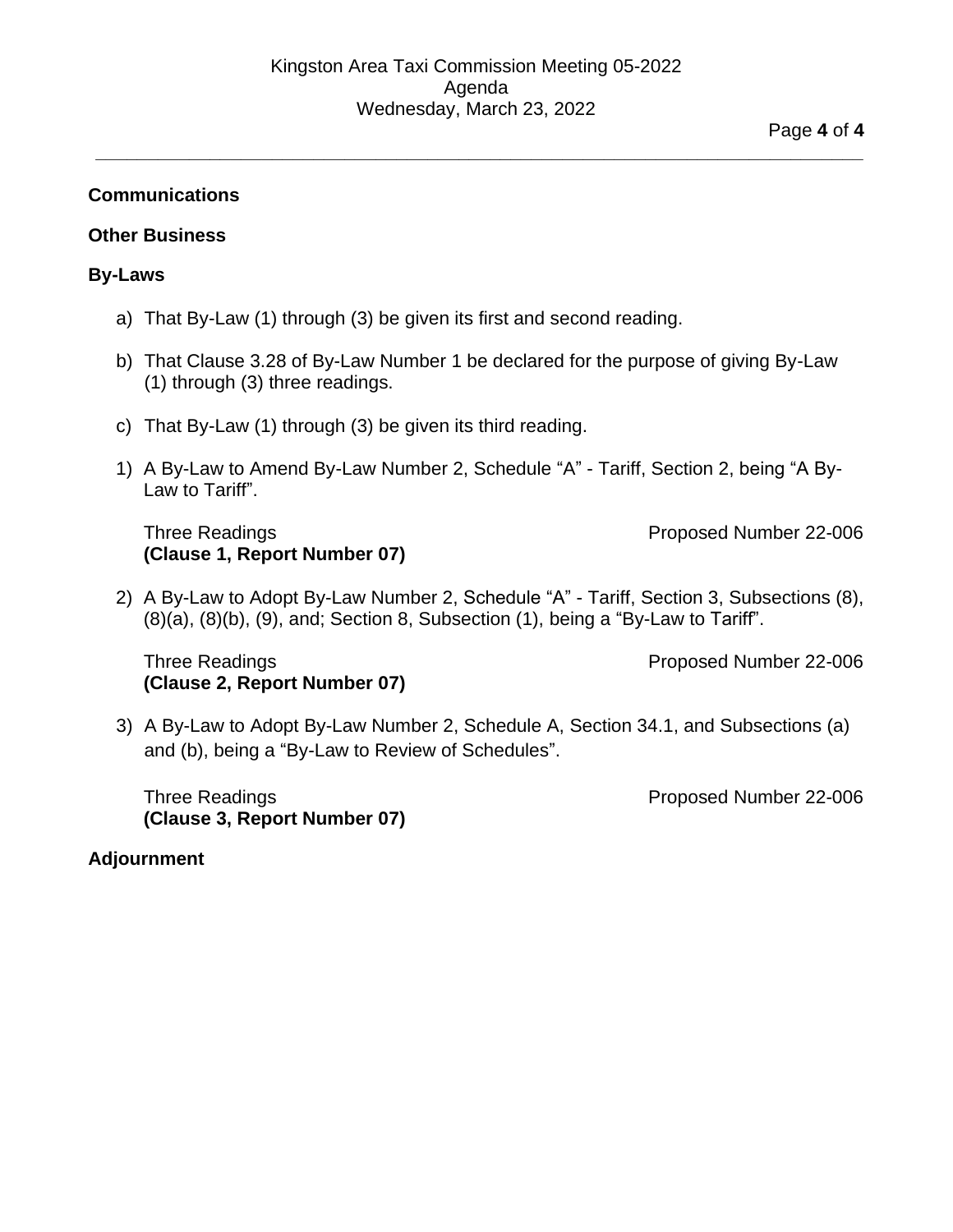**Communications**

**Other Business**

**By-Laws**

a) That By-Law (1) through (3) be given its first and second reading.

b) That Clause 3.28 of By-Law Number 1 be declared for the purpose of giving By-Law (1) through (3) three readings.

c) That By-Law (1) through (3) be given its third reading.

1) A By-Law to Amend By-Law Number 2, Schedule "A" - Tariff, Section 2, being "A By-Law to Tariff".

   Three Readings Proposed Number 22-006
   **(Clause 1, Report Number 07)**

2) A By-Law to Adopt By-Law Number 2, Schedule "A" - Tariff, Section 3, Subsections (8), (8)(a), (8)(b), (9), and; Section 8, Subsection (1), being a "By-Law to Tariff".

   Three Readings Proposed Number 22-006
   **(Clause 2, Report Number 07)**

3) A By-Law to Adopt By-Law Number 2, Schedule A, Section 34.1, and Subsections (a) and (b), being a "By-Law to Review of Schedules".

   Three Readings Proposed Number 22-006
   **(Clause 3, Report Number 07)**

**Adjournment**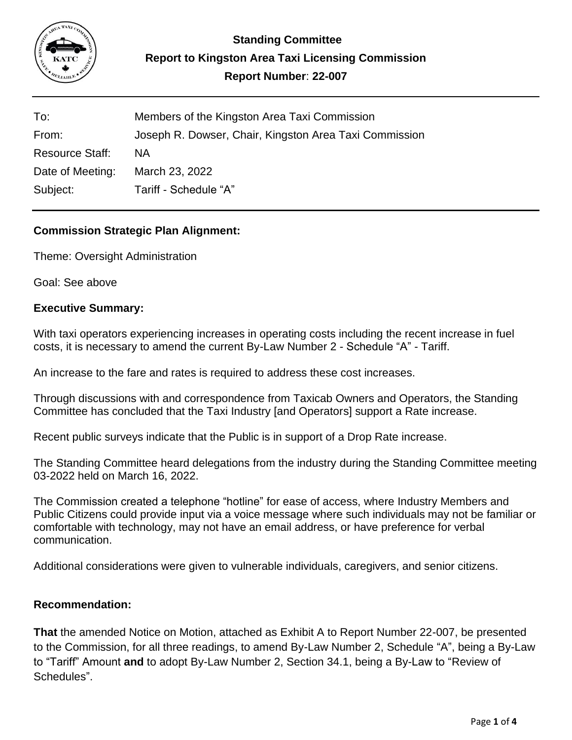**Standing Committee**

**Report to Kingston Area Taxi Licensing Commission**

**Report Number**: **22-007**

| | |
|---|---|
| To: | Members of the Kingston Area Taxi Commission |
| From: | Joseph R. Dowser, Chair, Kingston Area Taxi Commission |
| Resource Staff: | NA |
| Date of Meeting: | March 23, 2022 |
| Subject: | Tariff - Schedule “A” |

## Commission Strategic Plan Alignment:

Theme: Oversight Administration

Goal: See above

## Executive Summary:

With taxi operators experiencing increases in operating costs including the recent increase in fuel costs, it is necessary to amend the current By-Law Number 2 - Schedule “A” - Tariff.

An increase to the fare and rates is required to address these cost increases.

Through discussions with and correspondence from Taxicab Owners and Operators, the Standing Committee has concluded that the Taxi Industry [and Operators] support a Rate increase.

Recent public surveys indicate that the Public is in support of a Drop Rate increase.

The Standing Committee heard delegations from the industry during the Standing Committee meeting 03-2022 held on March 16, 2022.

The Commission created a telephone “hotline” for ease of access, where Industry Members and Public Citizens could provide input via a voice message where such individuals may not be familiar or comfortable with technology, may not have an email address, or have preference for verbal communication.

Additional considerations were given to vulnerable individuals, caregivers, and senior citizens.

## Recommendation:

**That** the amended Notice on Motion, attached as Exhibit A to Report Number 22-007, be presented to the Commission, for all three readings, to amend By-Law Number 2, Schedule “A”, being a By-Law to “Tariff” Amount **and** to adopt By-Law Number 2, Section 34.1, being a By-Law to “Review of Schedules”.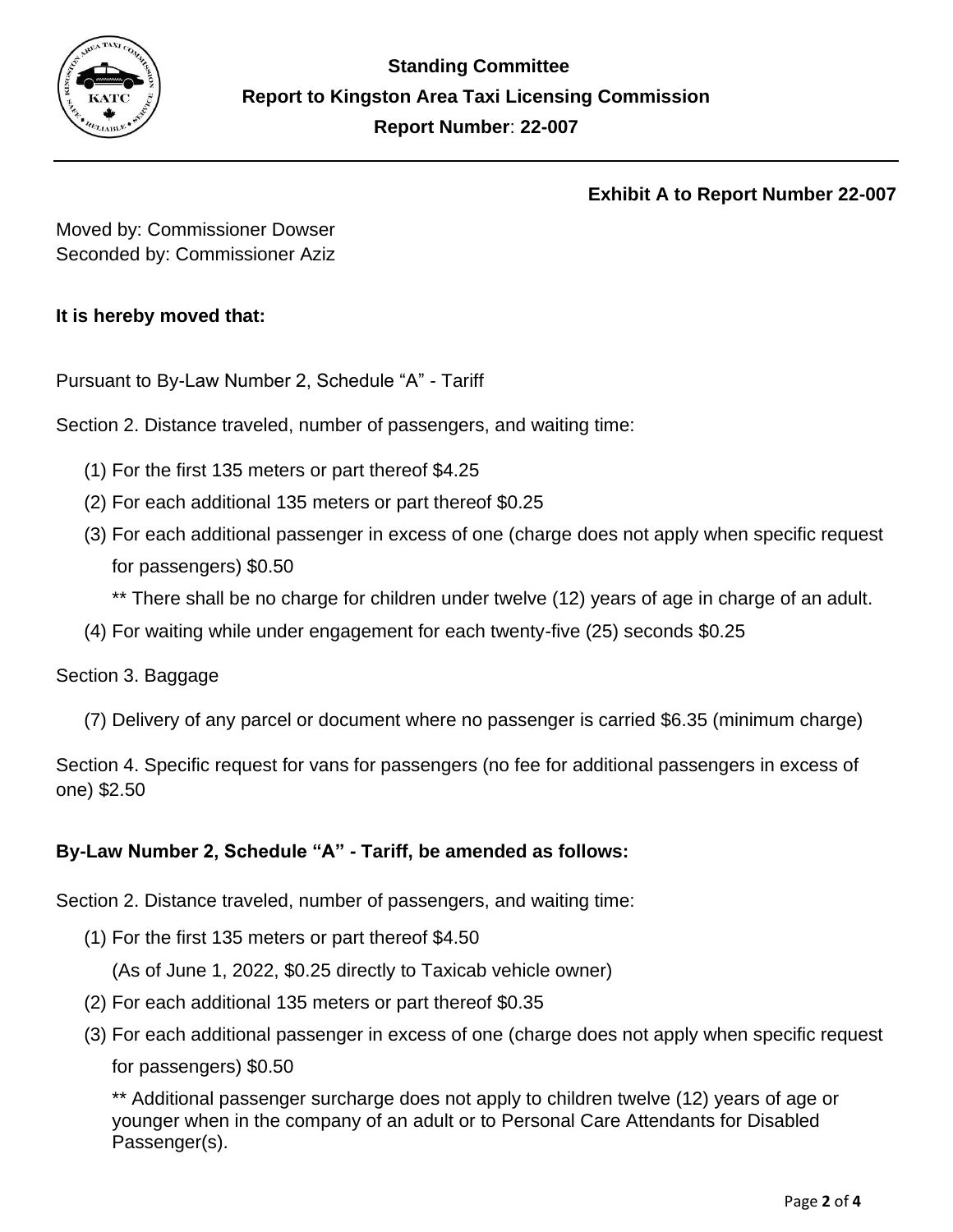**Standing Committee**
**Report to Kingston Area Taxi Licensing Commission**
**Report Number**: **22-007**

**Exhibit A to Report Number 22-007**

Moved by: Commissioner Dowser
Seconded by: Commissioner Aziz

**It is hereby moved that:**

Pursuant to By-Law Number 2, Schedule "A" - Tariff

Section 2. Distance traveled, number of passengers, and waiting time:

(1) For the first 135 meters or part thereof $4.25

(2) For each additional 135 meters or part thereof $0.25

(3) For each additional passenger in excess of one (charge does not apply when specific request for passengers) $0.50

** There shall be no charge for children under twelve (12) years of age in charge of an adult.

(4) For waiting while under engagement for each twenty-five (25) seconds $0.25

Section 3. Baggage

(7) Delivery of any parcel or document where no passenger is carried $6.35 (minimum charge)

Section 4. Specific request for vans for passengers (no fee for additional passengers in excess of one) $2.50

**By-Law Number 2, Schedule "A" - Tariff, be amended as follows:**

Section 2. Distance traveled, number of passengers, and waiting time:

(1) For the first 135 meters or part thereof $4.50

(As of June 1, 2022, $0.25 directly to Taxicab vehicle owner)

(2) For each additional 135 meters or part thereof $0.35

(3) For each additional passenger in excess of one (charge does not apply when specific request for passengers) $0.50

** Additional passenger surcharge does not apply to children twelve (12) years of age or younger when in the company of an adult or to Personal Care Attendants for Disabled Passenger(s).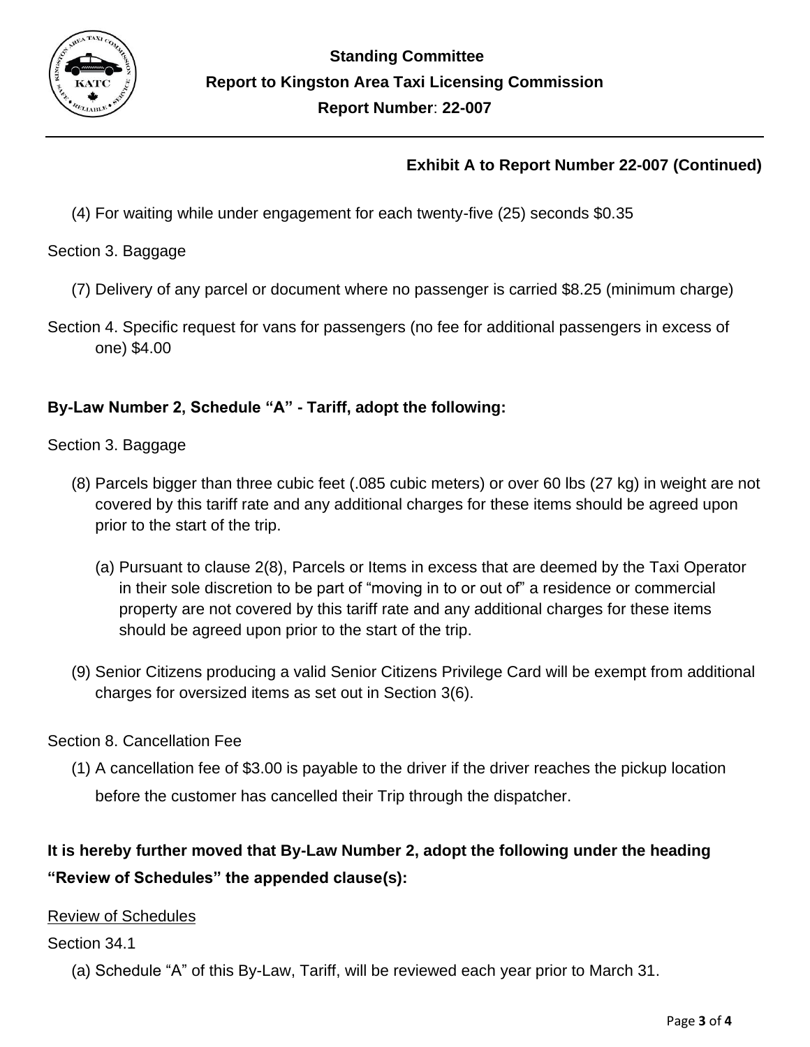**Exhibit A to Report Number 22-007 (Continued)**

(4) For waiting while under engagement for each twenty-five (25) seconds $0.35

Section 3. Baggage

(7) Delivery of any parcel or document where no passenger is carried $8.25 (minimum charge)

Section 4. Specific request for vans for passengers (no fee for additional passengers in excess of one) $4.00

**By-Law Number 2, Schedule "A" - Tariff, adopt the following:**

Section 3. Baggage

(8) Parcels bigger than three cubic feet (.085 cubic meters) or over 60 lbs (27 kg) in weight are not covered by this tariff rate and any additional charges for these items should be agreed upon prior to the start of the trip.

(a) Pursuant to clause 2(8), Parcels or Items in excess that are deemed by the Taxi Operator in their sole discretion to be part of "moving in to or out of" a residence or commercial property are not covered by this tariff rate and any additional charges for these items should be agreed upon prior to the start of the trip.

(9) Senior Citizens producing a valid Senior Citizens Privilege Card will be exempt from additional charges for oversized items as set out in Section 3(6).

Section 8. Cancellation Fee

(1) A cancellation fee of $3.00 is payable to the driver if the driver reaches the pickup location before the customer has cancelled their Trip through the dispatcher.

**It is hereby further moved that By-Law Number 2, adopt the following under the heading "Review of Schedules" the appended clause(s):**

Review of Schedules

Section 34.1

(a) Schedule "A" of this By-Law, Tariff, will be reviewed each year prior to March 31.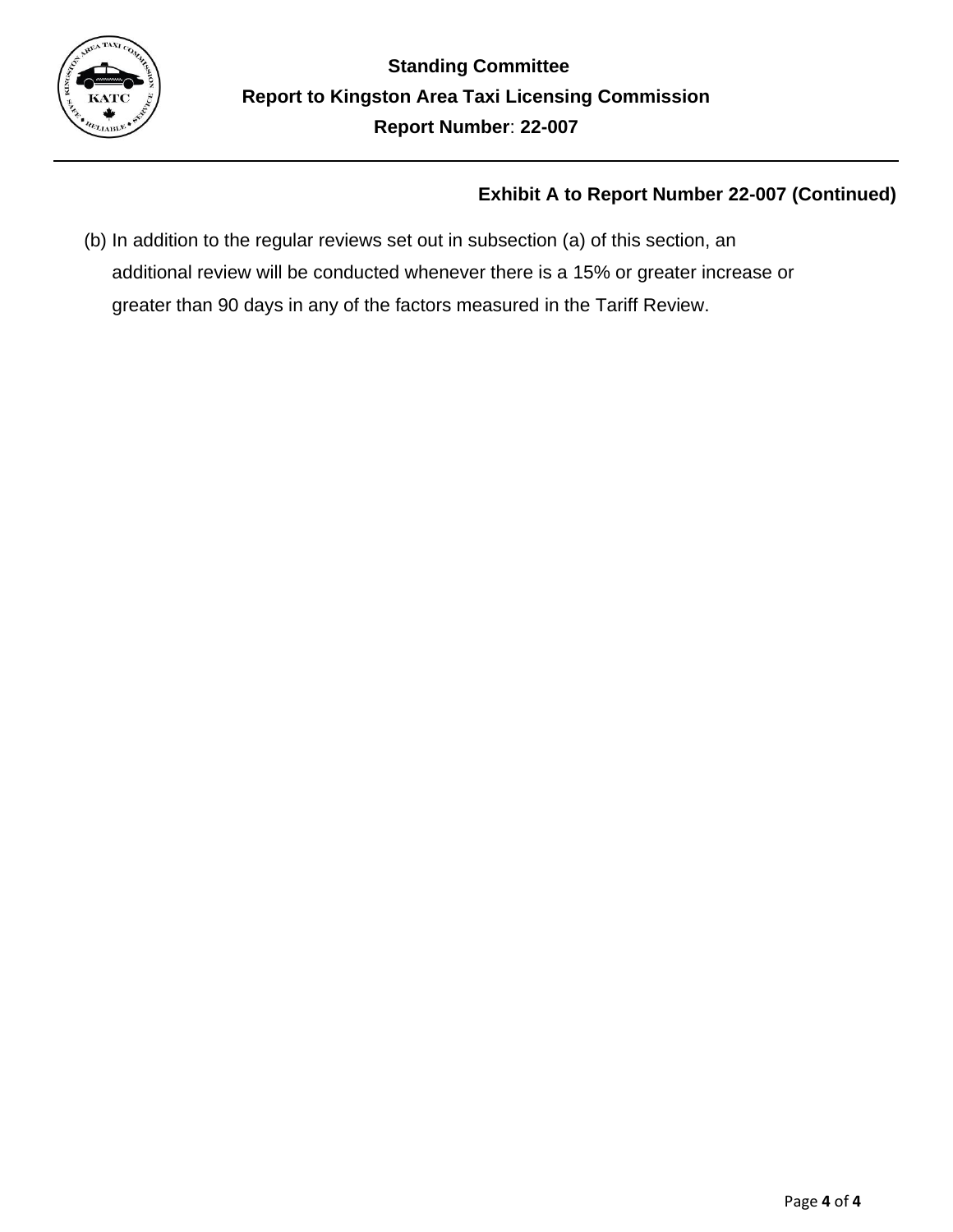**Exhibit A to Report Number 22-007 (Continued)**

(b) In addition to the regular reviews set out in subsection (a) of this section, an additional review will be conducted whenever there is a 15% or greater increase or greater than 90 days in any of the factors measured in the Tariff Review.